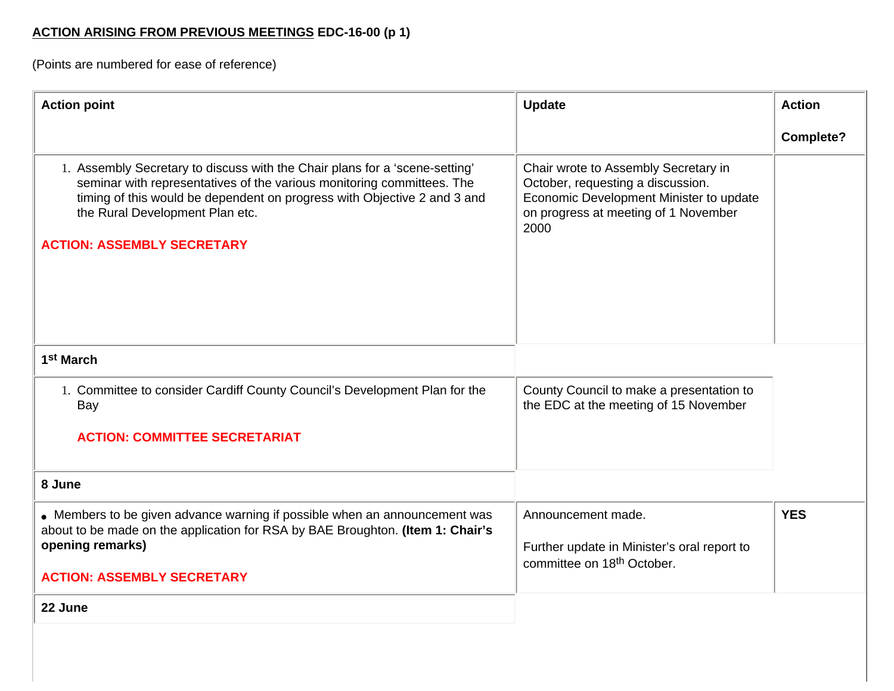**ACTION ARISING FROM PREVIOUS MEETINGS** **EDC-16-00 (p 1)**

(Points are numbered for ease of reference)

| Action point | Update | Action Complete? |
| --- | --- | --- |
| 1. Assembly Secretary to discuss with the Chair plans for a 'scene-setting' seminar with representatives of the various monitoring committees. The timing of this would be dependent on progress with Objective 2 and 3 and the Rural Development Plan etc. **ACTION: ASSEMBLY SECRETARY** | Chair wrote to Assembly Secretary in October, requesting a discussion. Economic Development Minister to update on progress at meeting of 1 November 2000 | |
| **1st March** | | |
| 1. Committee to consider Cardiff County Council's Development Plan for the Bay **ACTION: COMMITTEE SECRETARIAT** | County Council to make a presentation to the EDC at the meeting of 15 November | |
| **8 June** | | |
| • Members to be given advance warning if possible when an announcement was about to be made on the application for RSA by BAE Broughton. **(Item 1: Chair's opening remarks)** **ACTION: ASSEMBLY SECRETARY** | Announcement made. Further update in Minister's oral report to committee on 18th October. | **YES** |
| **22 June** | | |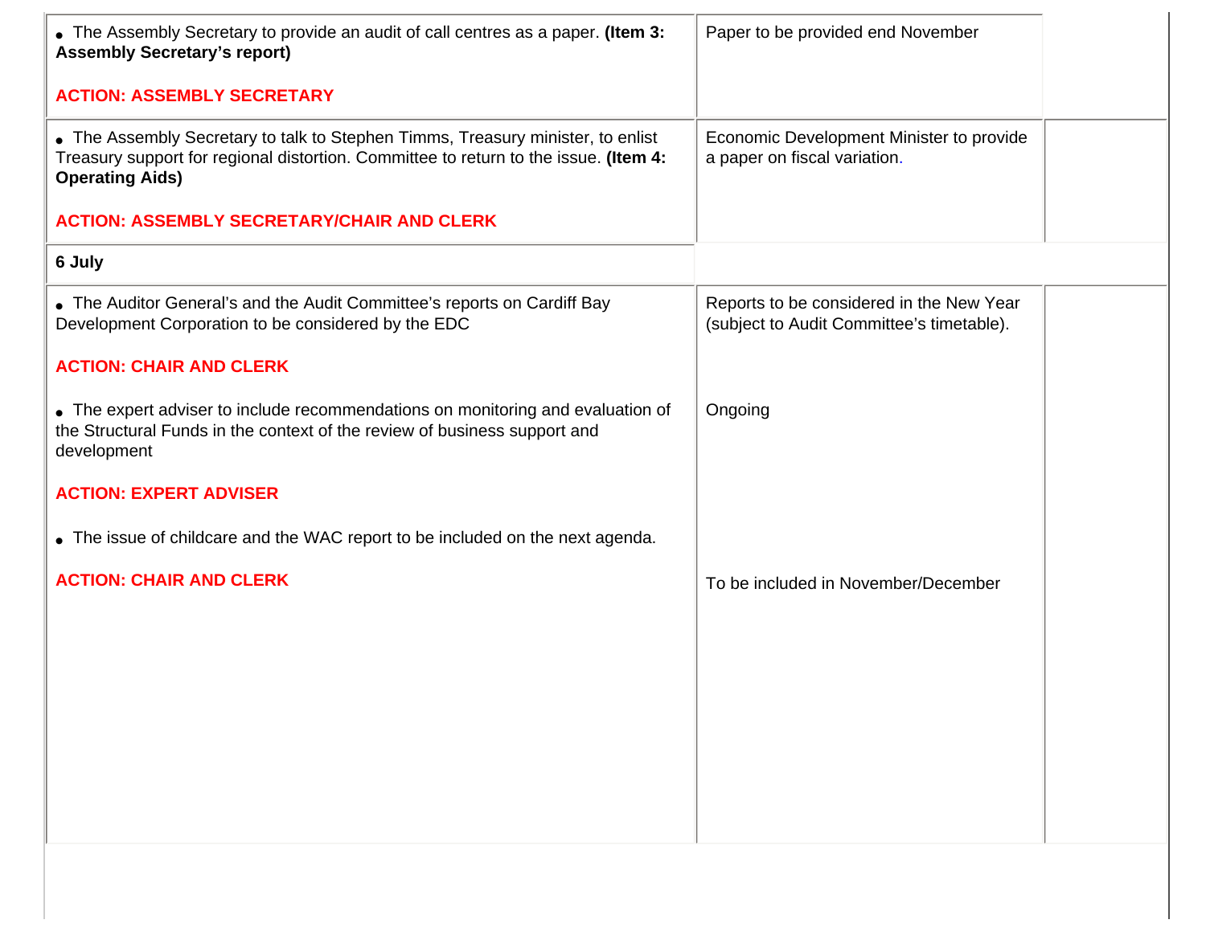| | | |
|---|---|---|
| • The Assembly Secretary to provide an audit of call centres as a paper. **(Item 3: Assembly Secretary's report)**<br><br>**ACTION: ASSEMBLY SECRETARY** | Paper to be provided end November | |
| • The Assembly Secretary to talk to Stephen Timms, Treasury minister, to enlist Treasury support for regional distortion. Committee to return to the issue. **(Item 4: Operating Aids)**<br><br>**ACTION: ASSEMBLY SECRETARY/CHAIR AND CLERK** | Economic Development Minister to provide a paper on fiscal variation. | |
| **6 July** | | |
| • The Auditor General's and the Audit Committee's reports on Cardiff Bay Development Corporation to be considered by the EDC<br><br>**ACTION: CHAIR AND CLERK**<br><br>• The expert adviser to include recommendations on monitoring and evaluation of the Structural Funds in the context of the review of business support and development<br><br>**ACTION: EXPERT ADVISER**<br><br>• The issue of childcare and the WAC report to be included on the next agenda.<br><br>**ACTION: CHAIR AND CLERK** | Reports to be considered in the New Year (subject to Audit Committee's timetable).<br><br>Ongoing<br><br>To be included in November/December | |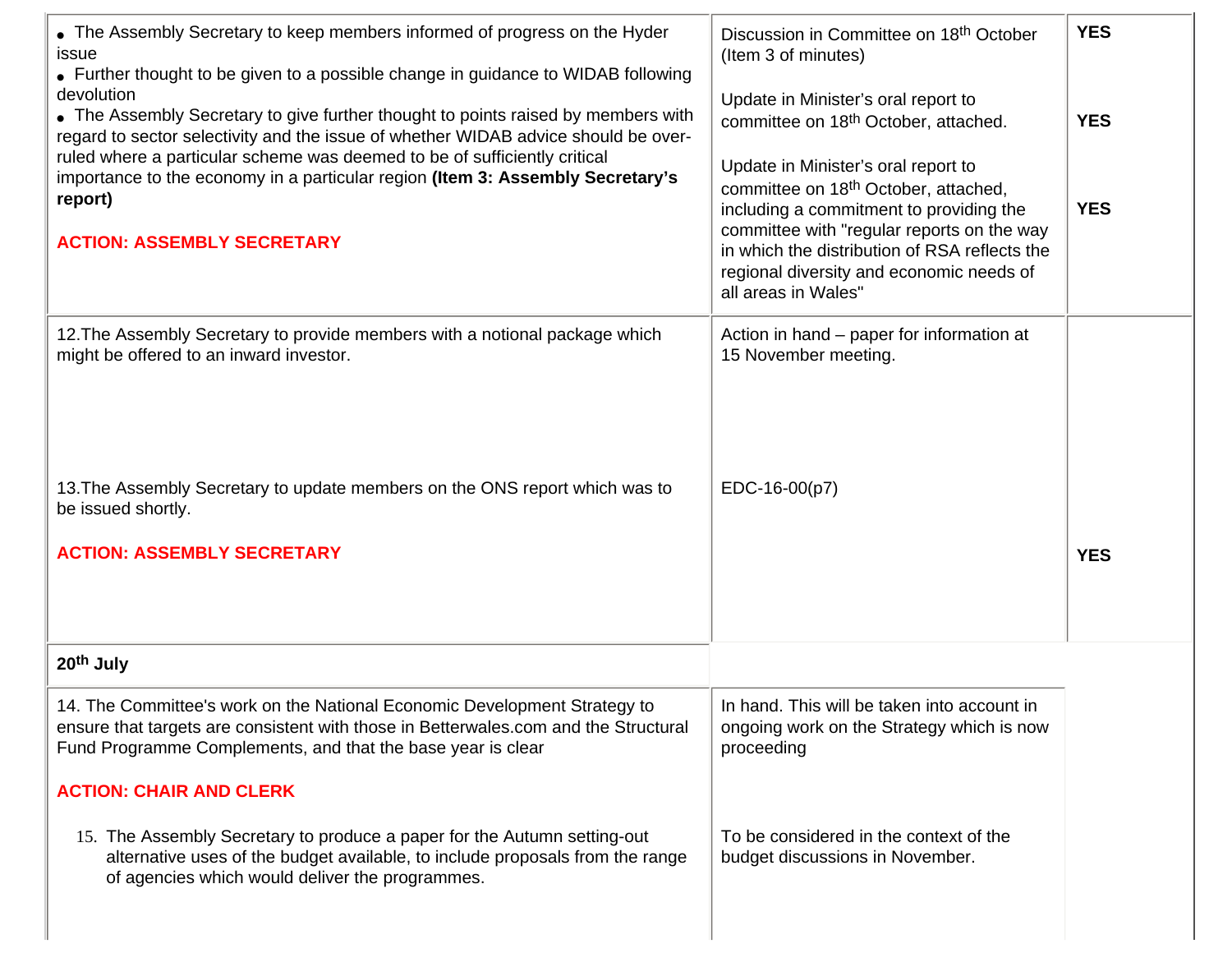| | | |
|---|---|---|
| • The Assembly Secretary to keep members informed of progress on the Hyder issue<br>• Further thought to be given to a possible change in guidance to WIDAB following devolution<br>• The Assembly Secretary to give further thought to points raised by members with regard to sector selectivity and the issue of whether WIDAB advice should be over-ruled where a particular scheme was deemed to be of sufficiently critical importance to the economy in a particular region **(Item 3: Assembly Secretary's report)**<br><br>**ACTION: ASSEMBLY SECRETARY** | Discussion in Committee on 18th October (Item 3 of minutes)<br><br>Update in Minister's oral report to committee on 18th October, attached.<br><br>Update in Minister's oral report to committee on 18th October, attached, including a commitment to providing the committee with "regular reports on the way in which the distribution of RSA reflects the regional diversity and economic needs of all areas in Wales" | **YES**<br><br>**YES**<br><br>**YES** |
| 12.The Assembly Secretary to provide members with a notional package which might be offered to an inward investor.<br><br>13.The Assembly Secretary to update members on the ONS report which was to be issued shortly.<br><br>**ACTION: ASSEMBLY SECRETARY** | Action in hand – paper for information at 15 November meeting.<br><br>EDC-16-00(p7) | **YES** |
| **20th July** | | |
| 14. The Committee's work on the National Economic Development Strategy to ensure that targets are consistent with those in Betterwales.com and the Structural Fund Programme Complements, and that the base year is clear<br><br>**ACTION: CHAIR AND CLERK**<br><br>15. The Assembly Secretary to produce a paper for the Autumn setting-out alternative uses of the budget available, to include proposals from the range of agencies which would deliver the programmes. | In hand. This will be taken into account in ongoing work on the Strategy which is now proceeding<br><br>To be considered in the context of the budget discussions in November. | |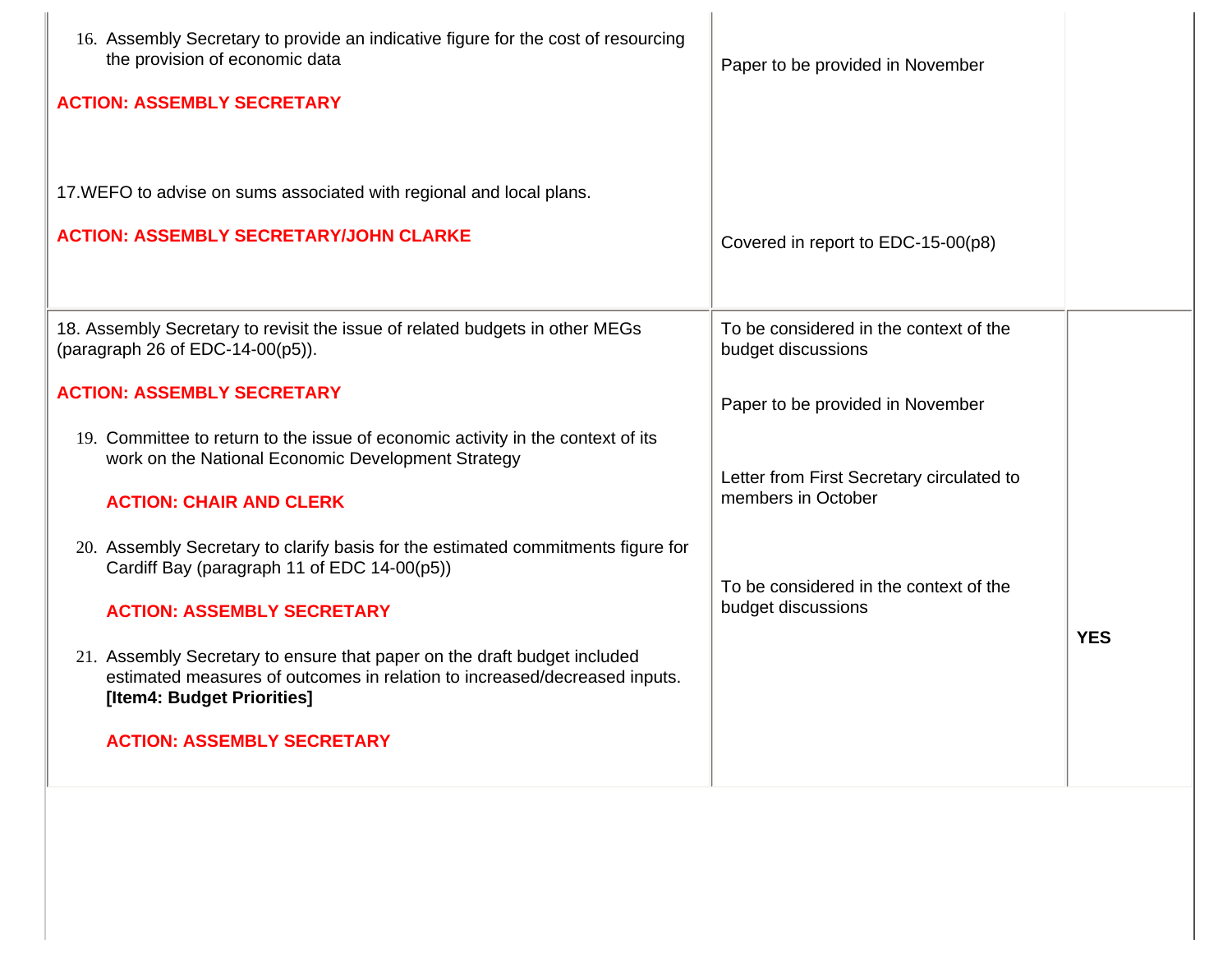| | | |
|---|---|---|
| 16. Assembly Secretary to provide an indicative figure for the cost of resourcing the provision of economic data<br><br>**ACTION: ASSEMBLY SECRETARY**<br><br>17.WEFO to advise on sums associated with regional and local plans.<br><br>**ACTION: ASSEMBLY SECRETARY/JOHN CLARKE** | Paper to be provided in November<br><br>Covered in report to EDC-15-00(p8) | |
| 18. Assembly Secretary to revisit the issue of related budgets in other MEGs (paragraph 26 of EDC-14-00(p5)).<br><br>**ACTION: ASSEMBLY SECRETARY**<br><br>19. Committee to return to the issue of economic activity in the context of its work on the National Economic Development Strategy<br><br>**ACTION: CHAIR AND CLERK**<br><br>20. Assembly Secretary to clarify basis for the estimated commitments figure for Cardiff Bay (paragraph 11 of EDC 14-00(p5))<br><br>**ACTION: ASSEMBLY SECRETARY**<br><br>21. Assembly Secretary to ensure that paper on the draft budget included estimated measures of outcomes in relation to increased/decreased inputs. **[Item4: Budget Priorities]**<br><br>**ACTION: ASSEMBLY SECRETARY** | To be considered in the context of the budget discussions<br><br>Paper to be provided in November<br><br>Letter from First Secretary circulated to members in October<br><br>To be considered in the context of the budget discussions | **YES** |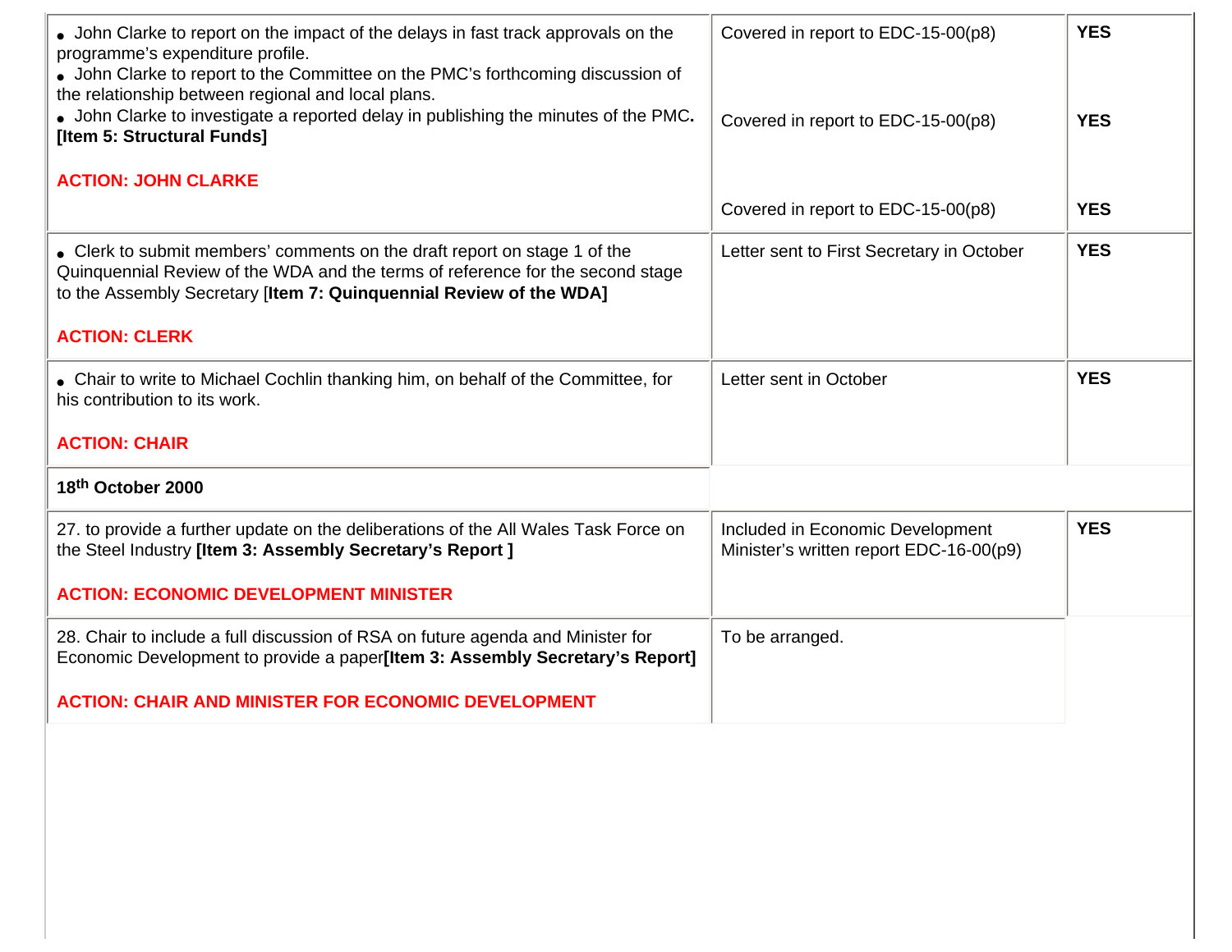| | | |
|---|---|---|
| • John Clarke to report on the impact of the delays in fast track approvals on the programme's expenditure profile.<br>• John Clarke to report to the Committee on the PMC's forthcoming discussion of the relationship between regional and local plans.<br>• John Clarke to investigate a reported delay in publishing the minutes of the PMC. **[Item 5: Structural Funds]**<br><br>**ACTION: JOHN CLARKE** | Covered in report to EDC-15-00(p8)<br><br>Covered in report to EDC-15-00(p8)<br><br>Covered in report to EDC-15-00(p8) | **YES**<br><br>**YES**<br><br>**YES** |
| • Clerk to submit members' comments on the draft report on stage 1 of the Quinquennial Review of the WDA and the terms of reference for the second stage to the Assembly Secretary [**Item 7: Quinquennial Review of the WDA]**<br><br>**ACTION: CLERK** | Letter sent to First Secretary in October | **YES** |
| • Chair to write to Michael Cochlin thanking him, on behalf of the Committee, for his contribution to its work.<br><br>**ACTION: CHAIR** | Letter sent in October | **YES** |
| **18th October 2000** | | |
| 27. to provide a further update on the deliberations of the All Wales Task Force on the Steel Industry **[Item 3: Assembly Secretary's Report ]**<br><br>**ACTION: ECONOMIC DEVELOPMENT MINISTER** | Included in Economic Development Minister's written report EDC-16-00(p9) | **YES** |
| 28. Chair to include a full discussion of RSA on future agenda and Minister for Economic Development to provide a paper**[Item 3: Assembly Secretary's Report]**<br><br>**ACTION: CHAIR AND MINISTER FOR ECONOMIC DEVELOPMENT** | To be arranged. | |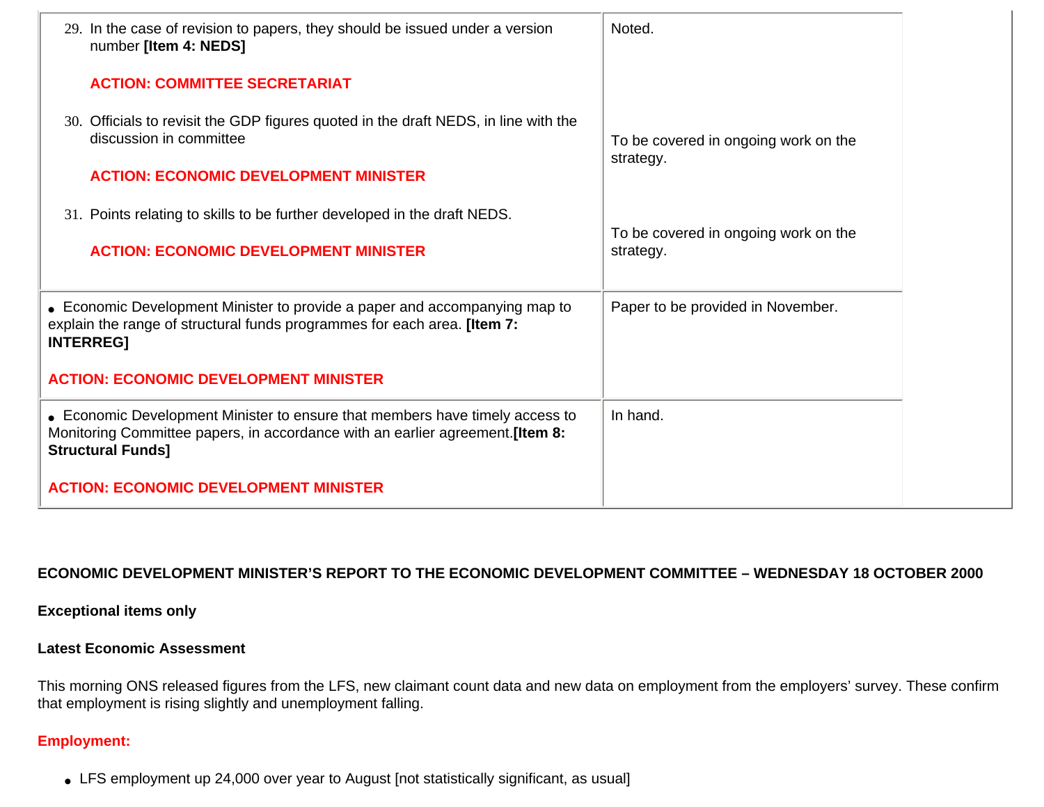| | |
|---|---|
| 29. In the case of revision to papers, they should be issued under a version number **[Item 4: NEDS]**<br><br>**ACTION: COMMITTEE SECRETARIAT**<br><br>30. Officials to revisit the GDP figures quoted in the draft NEDS, in line with the discussion in committee<br><br>**ACTION: ECONOMIC DEVELOPMENT MINISTER**<br><br>31. Points relating to skills to be further developed in the draft NEDS.<br><br>**ACTION: ECONOMIC DEVELOPMENT MINISTER** | Noted.<br><br>To be covered in ongoing work on the strategy.<br><br>To be covered in ongoing work on the strategy. |
| • Economic Development Minister to provide a paper and accompanying map to explain the range of structural funds programmes for each area. **[Item 7: INTERREG]**<br><br>**ACTION: ECONOMIC DEVELOPMENT MINISTER** | Paper to be provided in November. |
| • Economic Development Minister to ensure that members have timely access to Monitoring Committee papers, in accordance with an earlier agreement.**[Item 8: Structural Funds]**<br><br>**ACTION: ECONOMIC DEVELOPMENT MINISTER** | In hand. |

**ECONOMIC DEVELOPMENT MINISTER'S REPORT TO THE ECONOMIC DEVELOPMENT COMMITTEE – WEDNESDAY 18 OCTOBER 2000**

**Exceptional items only**

**Latest Economic Assessment**

This morning ONS released figures from the LFS, new claimant count data and new data on employment from the employers' survey. These confirm that employment is rising slightly and unemployment falling.

**Employment:**

- LFS employment up 24,000 over year to August [not statistically significant, as usual]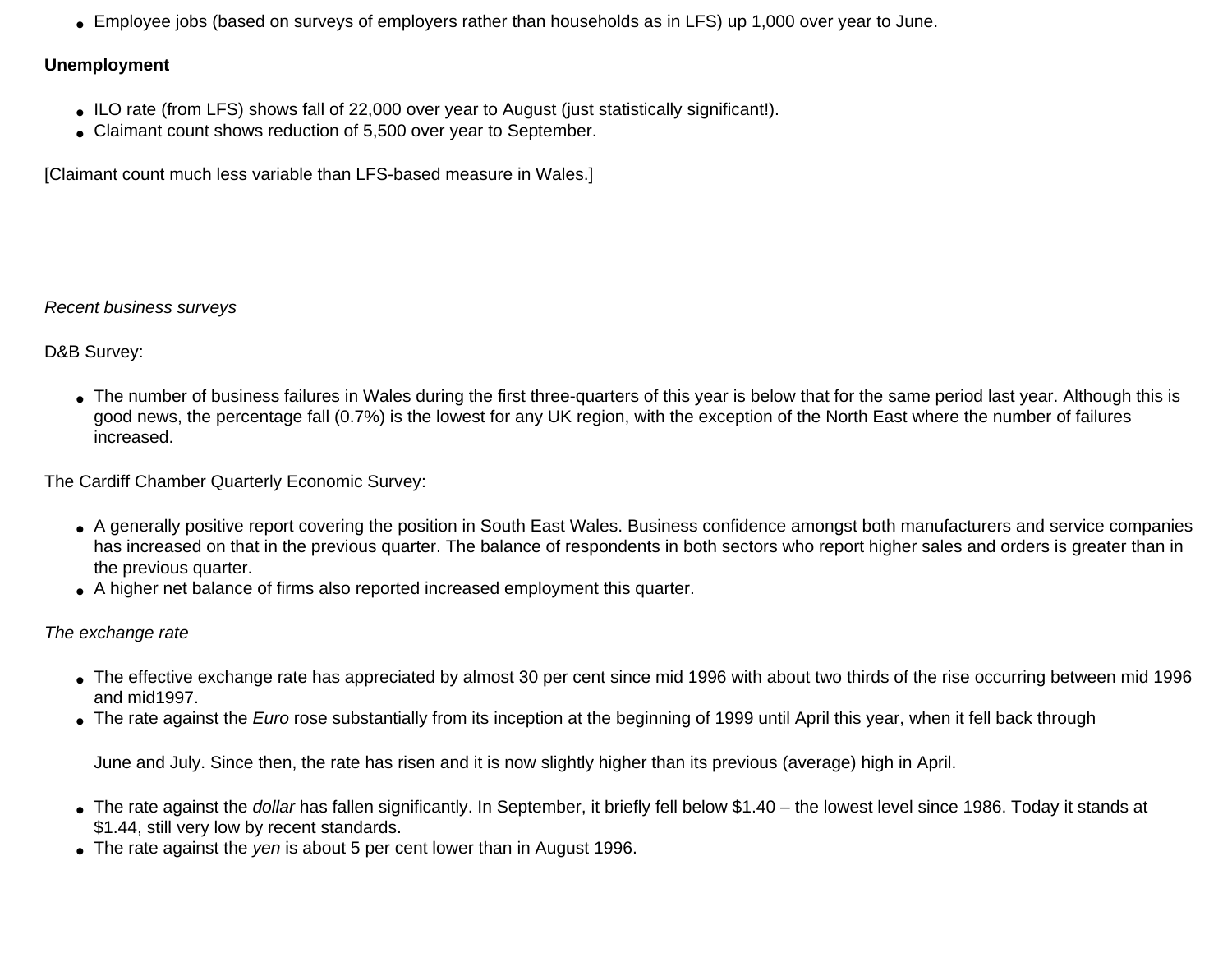- Employee jobs (based on surveys of employers rather than households as in LFS) up 1,000 over year to June.

**Unemployment**

- ILO rate (from LFS) shows fall of 22,000 over year to August (just statistically significant!).
- Claimant count shows reduction of 5,500 over year to September.

[Claimant count much less variable than LFS-based measure in Wales.]

*Recent business surveys*

D&B Survey:

- The number of business failures in Wales during the first three-quarters of this year is below that for the same period last year. Although this is good news, the percentage fall (0.7%) is the lowest for any UK region, with the exception of the North East where the number of failures increased.

The Cardiff Chamber Quarterly Economic Survey:

- A generally positive report covering the position in South East Wales. Business confidence amongst both manufacturers and service companies has increased on that in the previous quarter. The balance of respondents in both sectors who report higher sales and orders is greater than in the previous quarter.
- A higher net balance of firms also reported increased employment this quarter.

*The exchange rate*

- The effective exchange rate has appreciated by almost 30 per cent since mid 1996 with about two thirds of the rise occurring between mid 1996 and mid1997.
- The rate against the *Euro* rose substantially from its inception at the beginning of 1999 until April this year, when it fell back through

  June and July. Since then, the rate has risen and it is now slightly higher than its previous (average) high in April.

- The rate against the *dollar* has fallen significantly. In September, it briefly fell below $1.40 – the lowest level since 1986. Today it stands at $1.44, still very low by recent standards.
- The rate against the *yen* is about 5 per cent lower than in August 1996.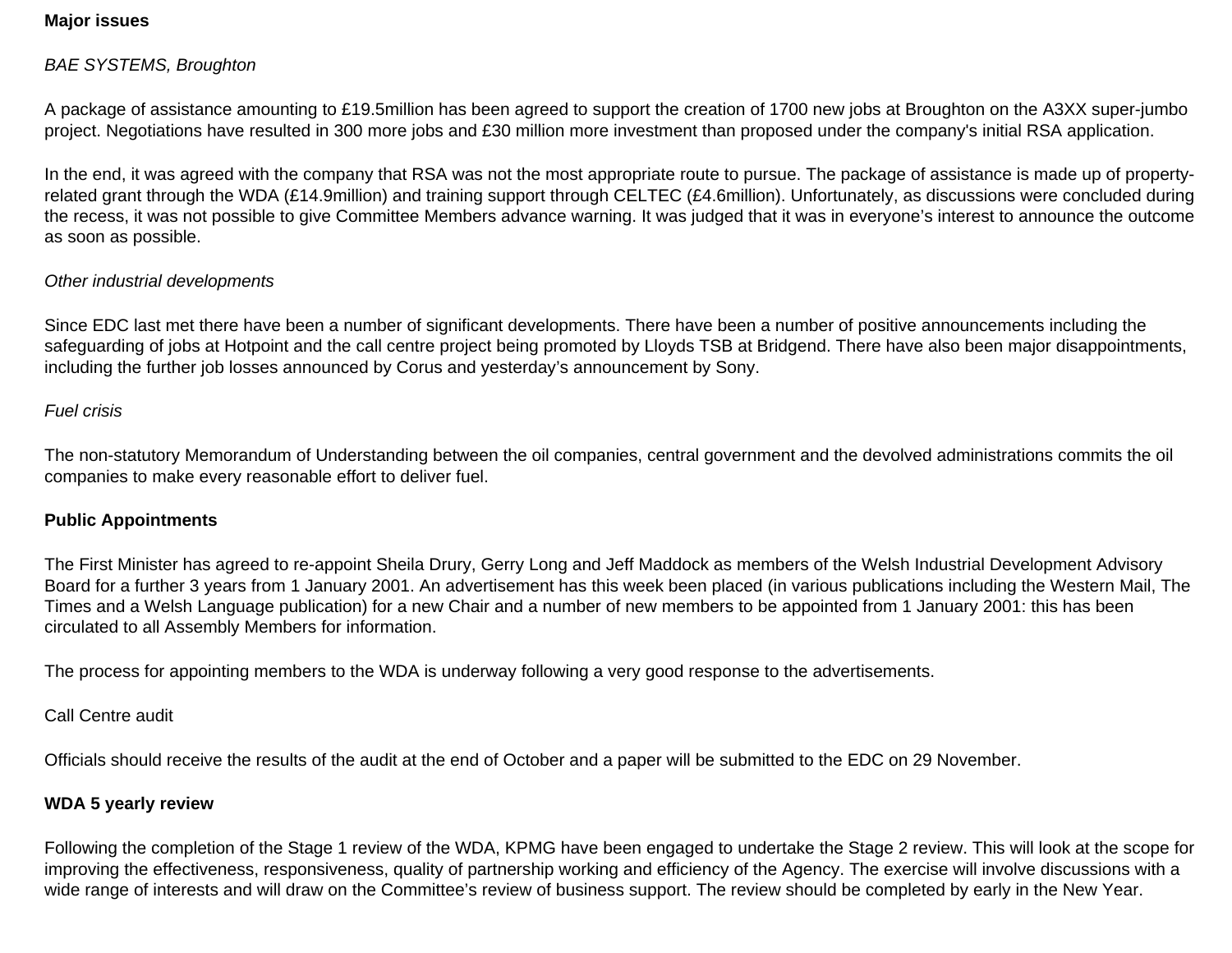**Major issues**

*BAE SYSTEMS, Broughton*

A package of assistance amounting to £19.5million has been agreed to support the creation of 1700 new jobs at Broughton on the A3XX super-jumbo project. Negotiations have resulted in 300 more jobs and £30 million more investment than proposed under the company's initial RSA application.

In the end, it was agreed with the company that RSA was not the most appropriate route to pursue. The package of assistance is made up of property-related grant through the WDA (£14.9million) and training support through CELTEC (£4.6million). Unfortunately, as discussions were concluded during the recess, it was not possible to give Committee Members advance warning. It was judged that it was in everyone's interest to announce the outcome as soon as possible.

*Other industrial developments*

Since EDC last met there have been a number of significant developments. There have been a number of positive announcements including the safeguarding of jobs at Hotpoint and the call centre project being promoted by Lloyds TSB at Bridgend. There have also been major disappointments, including the further job losses announced by Corus and yesterday's announcement by Sony.

*Fuel crisis*

The non-statutory Memorandum of Understanding between the oil companies, central government and the devolved administrations commits the oil companies to make every reasonable effort to deliver fuel.

**Public Appointments**

The First Minister has agreed to re-appoint Sheila Drury, Gerry Long and Jeff Maddock as members of the Welsh Industrial Development Advisory Board for a further 3 years from 1 January 2001. An advertisement has this week been placed (in various publications including the Western Mail, The Times and a Welsh Language publication) for a new Chair and a number of new members to be appointed from 1 January 2001: this has been circulated to all Assembly Members for information.

The process for appointing members to the WDA is underway following a very good response to the advertisements.

Call Centre audit

Officials should receive the results of the audit at the end of October and a paper will be submitted to the EDC on 29 November.

**WDA 5 yearly review**

Following the completion of the Stage 1 review of the WDA, KPMG have been engaged to undertake the Stage 2 review. This will look at the scope for improving the effectiveness, responsiveness, quality of partnership working and efficiency of the Agency. The exercise will involve discussions with a wide range of interests and will draw on the Committee's review of business support. The review should be completed by early in the New Year.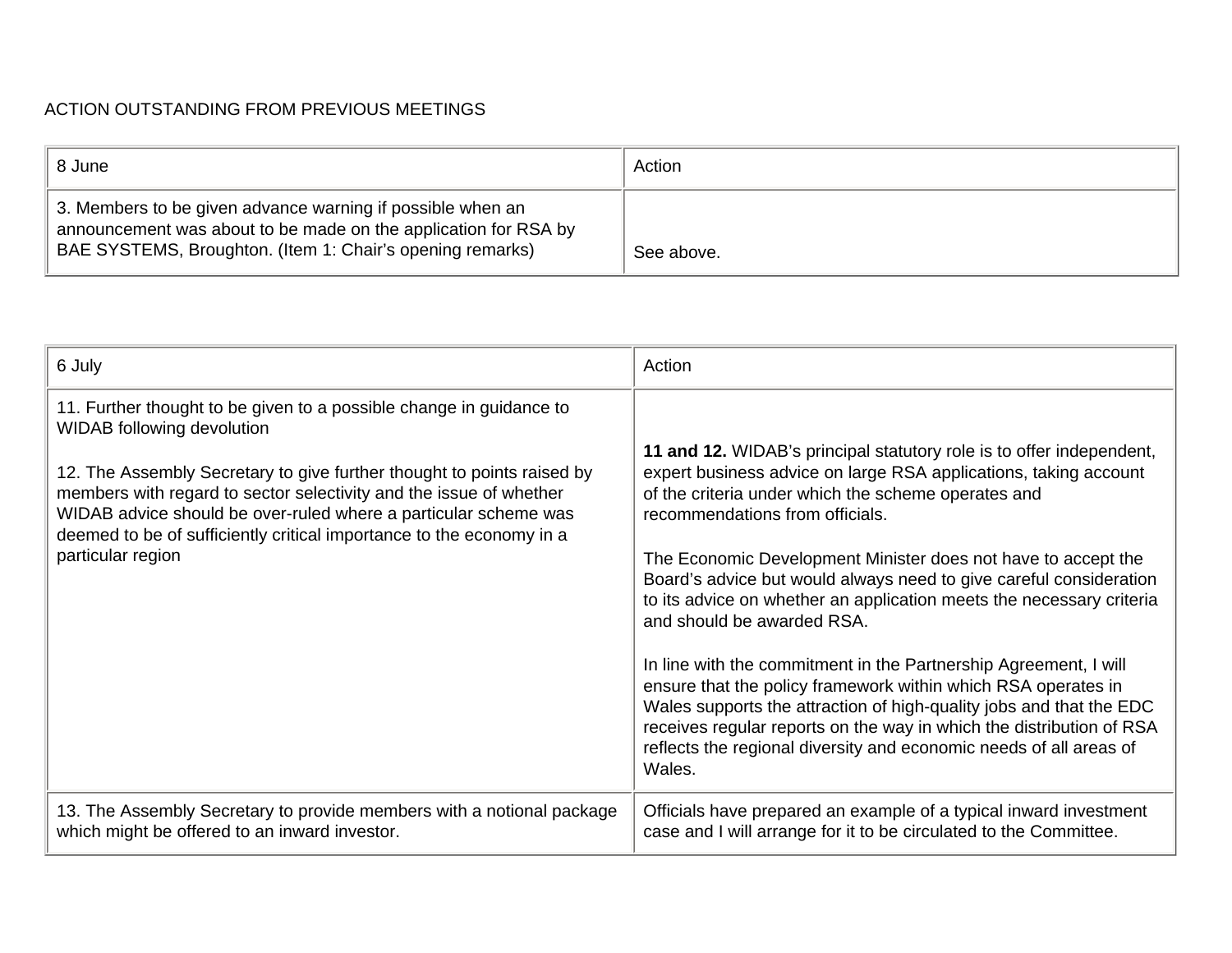ACTION OUTSTANDING FROM PREVIOUS MEETINGS

| 8 June | Action |
| --- | --- |
| 3. Members to be given advance warning if possible when an announcement was about to be made on the application for RSA by BAE SYSTEMS, Broughton. (Item 1: Chair's opening remarks) | See above. |

| 6 July | Action |
| --- | --- |
| 11. Further thought to be given to a possible change in guidance to WIDAB following devolution<br><br>12. The Assembly Secretary to give further thought to points raised by members with regard to sector selectivity and the issue of whether WIDAB advice should be over-ruled where a particular scheme was deemed to be of sufficiently critical importance to the economy in a particular region | **11 and 12.** WIDAB's principal statutory role is to offer independent, expert business advice on large RSA applications, taking account of the criteria under which the scheme operates and recommendations from officials.<br><br>The Economic Development Minister does not have to accept the Board's advice but would always need to give careful consideration to its advice on whether an application meets the necessary criteria and should be awarded RSA.<br><br>In line with the commitment in the Partnership Agreement, I will ensure that the policy framework within which RSA operates in Wales supports the attraction of high-quality jobs and that the EDC receives regular reports on the way in which the distribution of RSA reflects the regional diversity and economic needs of all areas of Wales. |
| 13. The Assembly Secretary to provide members with a notional package which might be offered to an inward investor. | Officials have prepared an example of a typical inward investment case and I will arrange for it to be circulated to the Committee. |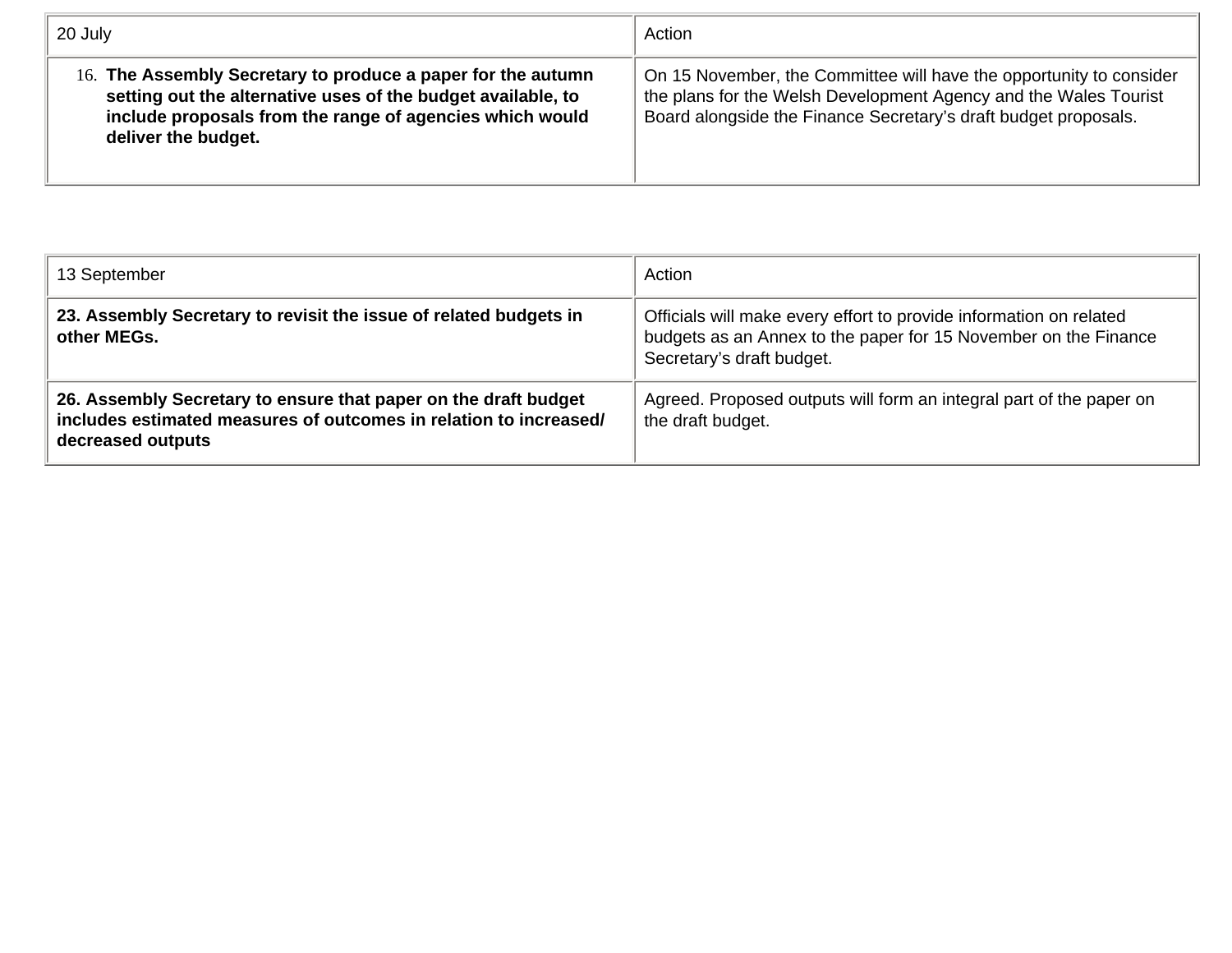| 20 July | Action |
|---|---|
| 16. **The Assembly Secretary to produce a paper for the autumn setting out the alternative uses of the budget available, to include proposals from the range of agencies which would deliver the budget.** | On 15 November, the Committee will have the opportunity to consider the plans for the Welsh Development Agency and the Wales Tourist Board alongside the Finance Secretary's draft budget proposals. |

| 13 September | Action |
|---|---|
| **23. Assembly Secretary to revisit the issue of related budgets in other MEGs.** | Officials will make every effort to provide information on related budgets as an Annex to the paper for 15 November on the Finance Secretary's draft budget. |
| **26. Assembly Secretary to ensure that paper on the draft budget includes estimated measures of outcomes in relation to increased/ decreased outputs** | Agreed. Proposed outputs will form an integral part of the paper on the draft budget. |